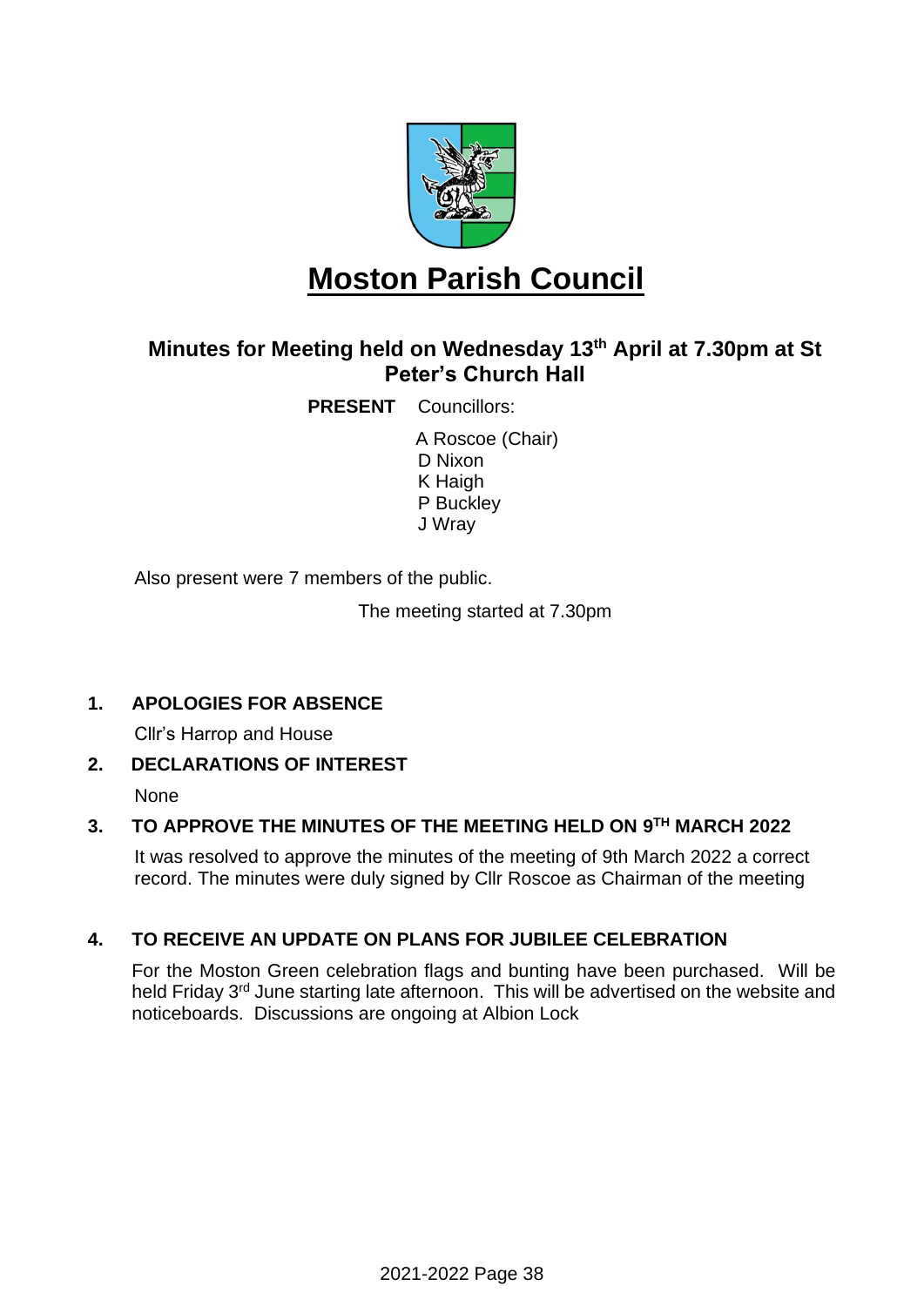# Moston Parish Council

## Minutes for Meeting held on Wednesday 13th April at 7.30pm at St Peter's Church Hall

**PRESENT** Councillors:

A Roscoe (Chair)
D Nixon
K Haigh
P Buckley
J Wray

Also present were 7 members of the public.

The meeting started at 7.30pm

### 1. APOLOGIES FOR ABSENCE

Cllr's Harrop and House

### 2. DECLARATIONS OF INTEREST

None

### 3. TO APPROVE THE MINUTES OF THE MEETING HELD ON 9TH MARCH 2022

It was resolved to approve the minutes of the meeting of 9th March 2022 a correct record. The minutes were duly signed by Cllr Roscoe as Chairman of the meeting

### 4. TO RECEIVE AN UPDATE ON PLANS FOR JUBILEE CELEBRATION

For the Moston Green celebration flags and bunting have been purchased. Will be held Friday 3rd June starting late afternoon. This will be advertised on the website and noticeboards. Discussions are ongoing at Albion Lock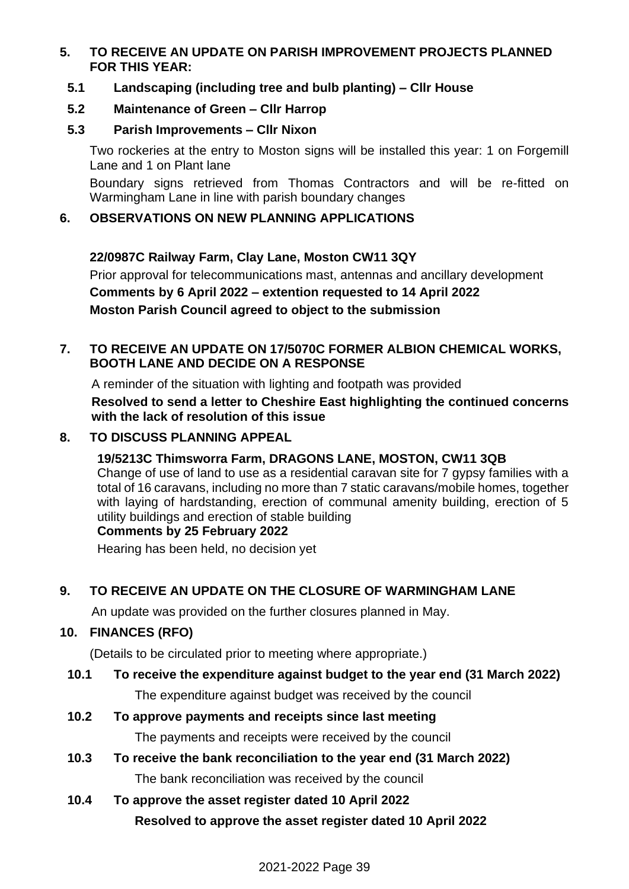**5. TO RECEIVE AN UPDATE ON PARISH IMPROVEMENT PROJECTS PLANNED FOR THIS YEAR:**

**5.1 Landscaping (including tree and bulb planting) – Cllr House**

**5.2 Maintenance of Green – Cllr Harrop**

**5.3 Parish Improvements – Cllr Nixon**

Two rockeries at the entry to Moston signs will be installed this year: 1 on Forgemill Lane and 1 on Plant lane

Boundary signs retrieved from Thomas Contractors and will be re-fitted on Warmingham Lane in line with parish boundary changes

**6. OBSERVATIONS ON NEW PLANNING APPLICATIONS**

**22/0987C Railway Farm, Clay Lane, Moston CW11 3QY**

Prior approval for telecommunications mast, antennas and ancillary development

**Comments by 6 April 2022 – extention requested to 14 April 2022**

**Moston Parish Council agreed to object to the submission**

**7. TO RECEIVE AN UPDATE ON 17/5070C FORMER ALBION CHEMICAL WORKS, BOOTH LANE AND DECIDE ON A RESPONSE**

A reminder of the situation with lighting and footpath was provided

**Resolved to send a letter to Cheshire East highlighting the continued concerns with the lack of resolution of this issue**

**8. TO DISCUSS PLANNING APPEAL**

**19/5213C Thimsworra Farm, DRAGONS LANE, MOSTON, CW11 3QB**

Change of use of land to use as a residential caravan site for 7 gypsy families with a total of 16 caravans, including no more than 7 static caravans/mobile homes, together with laying of hardstanding, erection of communal amenity building, erection of 5 utility buildings and erection of stable building

**Comments by 25 February 2022**

Hearing has been held, no decision yet

**9. TO RECEIVE AN UPDATE ON THE CLOSURE OF WARMINGHAM LANE**

An update was provided on the further closures planned in May.

**10. FINANCES (RFO)**

(Details to be circulated prior to meeting where appropriate.)

**10.1 To receive the expenditure against budget to the year end (31 March 2022)**

The expenditure against budget was received by the council

**10.2 To approve payments and receipts since last meeting**

The payments and receipts were received by the council

**10.3 To receive the bank reconciliation to the year end (31 March 2022)**

The bank reconciliation was received by the council

**10.4 To approve the asset register dated 10 April 2022**

**Resolved to approve the asset register dated 10 April 2022**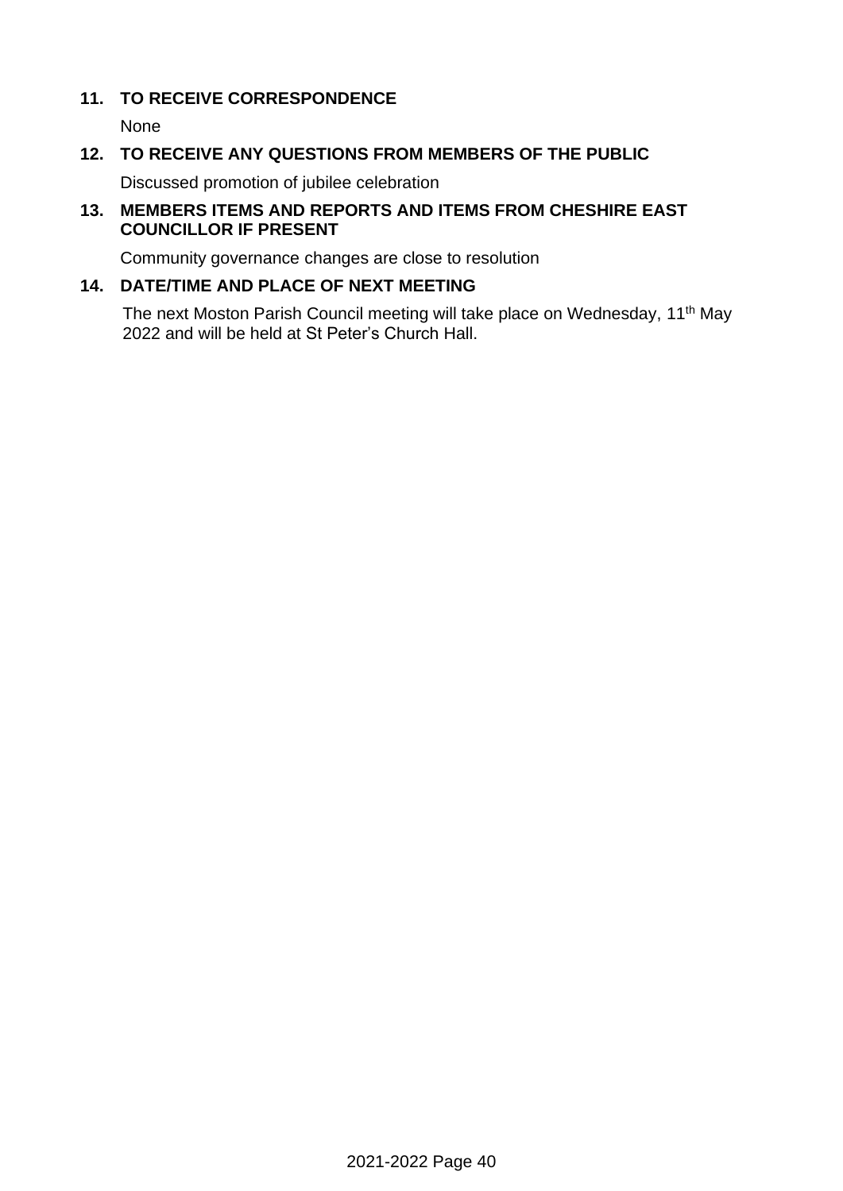**11. TO RECEIVE CORRESPONDENCE**

None

**12. TO RECEIVE ANY QUESTIONS FROM MEMBERS OF THE PUBLIC**

Discussed promotion of jubilee celebration

**13. MEMBERS ITEMS AND REPORTS AND ITEMS FROM CHESHIRE EAST COUNCILLOR IF PRESENT**

Community governance changes are close to resolution

**14. DATE/TIME AND PLACE OF NEXT MEETING**

The next Moston Parish Council meeting will take place on Wednesday, 11th May 2022 and will be held at St Peter's Church Hall.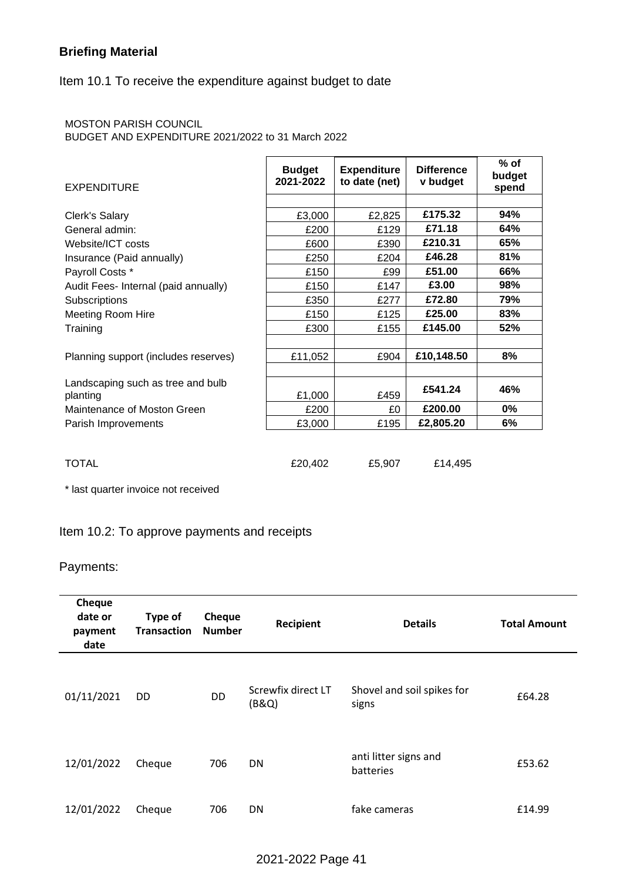## Briefing Material

Item 10.1 To receive the expenditure against budget to date

MOSTON PARISH COUNCIL
BUDGET AND EXPENDITURE 2021/2022 to 31 March 2022

| EXPENDITURE | Budget 2021-2022 | Expenditure to date (net) | Difference v budget | % of budget spend |
|---|---|---|---|---|
| Clerk's Salary | £3,000 | £2,825 | **£175.32** | **94%** |
| General admin: | £200 | £129 | **£71.18** | **64%** |
| Website/ICT costs | £600 | £390 | **£210.31** | **65%** |
| Insurance (Paid annually) | £250 | £204 | **£46.28** | **81%** |
| Payroll Costs * | £150 | £99 | **£51.00** | **66%** |
| Audit Fees- Internal (paid annually) | £150 | £147 | **£3.00** | **98%** |
| Subscriptions | £350 | £277 | **£72.80** | **79%** |
| Meeting Room Hire | £150 | £125 | **£25.00** | **83%** |
| Training | £300 | £155 | **£145.00** | **52%** |
| Planning support (includes reserves) | £11,052 | £904 | **£10,148.50** | **8%** |
| Landscaping such as tree and bulb planting | £1,000 | £459 | **£541.24** | **46%** |
| Maintenance of Moston Green | £200 | £0 | **£200.00** | **0%** |
| Parish Improvements | £3,000 | £195 | **£2,805.20** | **6%** |
| TOTAL | £20,402 | £5,907 | £14,495 | |

\* last quarter invoice not received

Item 10.2: To approve payments and receipts

Payments:

| Cheque date or payment date | Type of Transaction | Cheque Number | Recipient | Details | Total Amount |
|---|---|---|---|---|---|
| 01/11/2021 | DD | DD | Screwfix direct LT (B&Q) | Shovel and soil spikes for signs | £64.28 |
| 12/01/2022 | Cheque | 706 | DN | anti litter signs and batteries | £53.62 |
| 12/01/2022 | Cheque | 706 | DN | fake cameras | £14.99 |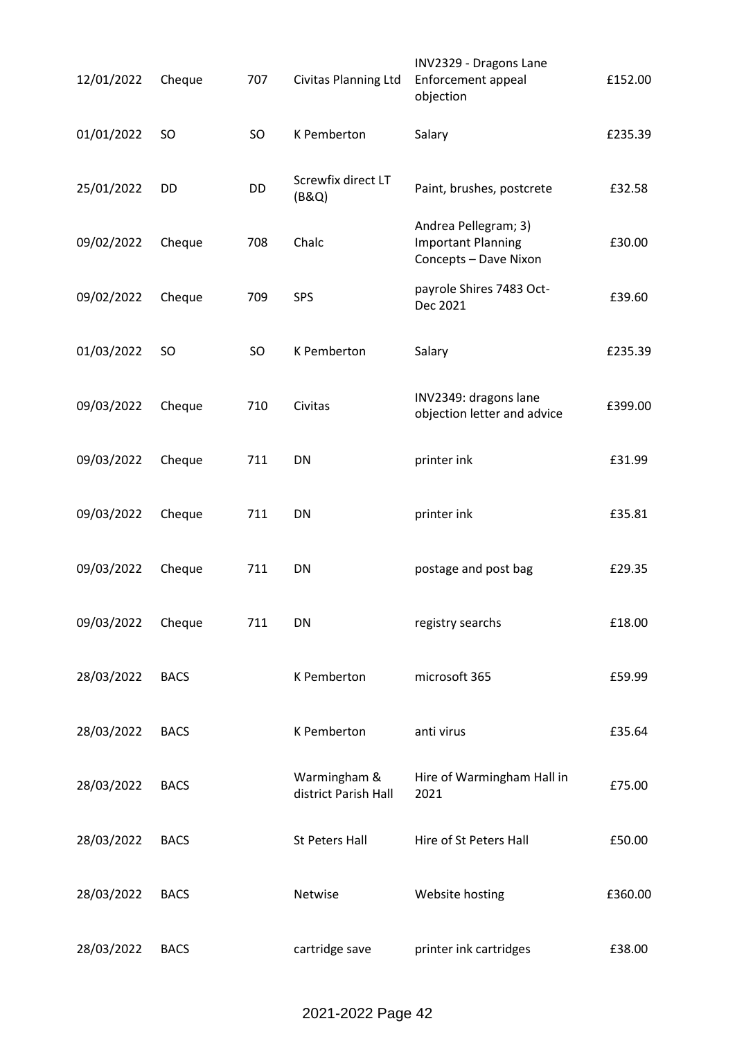| | | | | | |
|---|---|---|---|---|---|
| 12/01/2022 | Cheque | 707 | Civitas Planning Ltd | INV2329 - Dragons Lane Enforcement appeal objection | £152.00 |
| 01/01/2022 | SO | SO | K Pemberton | Salary | £235.39 |
| 25/01/2022 | DD | DD | Screwfix direct LT (B&Q) | Paint, brushes, postcrete | £32.58 |
| 09/02/2022 | Cheque | 708 | Chalc | Andrea Pellegram; 3) Important Planning Concepts – Dave Nixon | £30.00 |
| 09/02/2022 | Cheque | 709 | SPS | payrole Shires 7483 Oct-Dec 2021 | £39.60 |
| 01/03/2022 | SO | SO | K Pemberton | Salary | £235.39 |
| 09/03/2022 | Cheque | 710 | Civitas | INV2349: dragons lane objection letter and advice | £399.00 |
| 09/03/2022 | Cheque | 711 | DN | printer ink | £31.99 |
| 09/03/2022 | Cheque | 711 | DN | printer ink | £35.81 |
| 09/03/2022 | Cheque | 711 | DN | postage and post bag | £29.35 |
| 09/03/2022 | Cheque | 711 | DN | registry searchs | £18.00 |
| 28/03/2022 | BACS | | K Pemberton | microsoft 365 | £59.99 |
| 28/03/2022 | BACS | | K Pemberton | anti virus | £35.64 |
| 28/03/2022 | BACS | | Warmingham & district Parish Hall | Hire of Warmingham Hall in 2021 | £75.00 |
| 28/03/2022 | BACS | | St Peters Hall | Hire of St Peters Hall | £50.00 |
| 28/03/2022 | BACS | | Netwise | Website hosting | £360.00 |
| 28/03/2022 | BACS | | cartridge save | printer ink cartridges | £38.00 |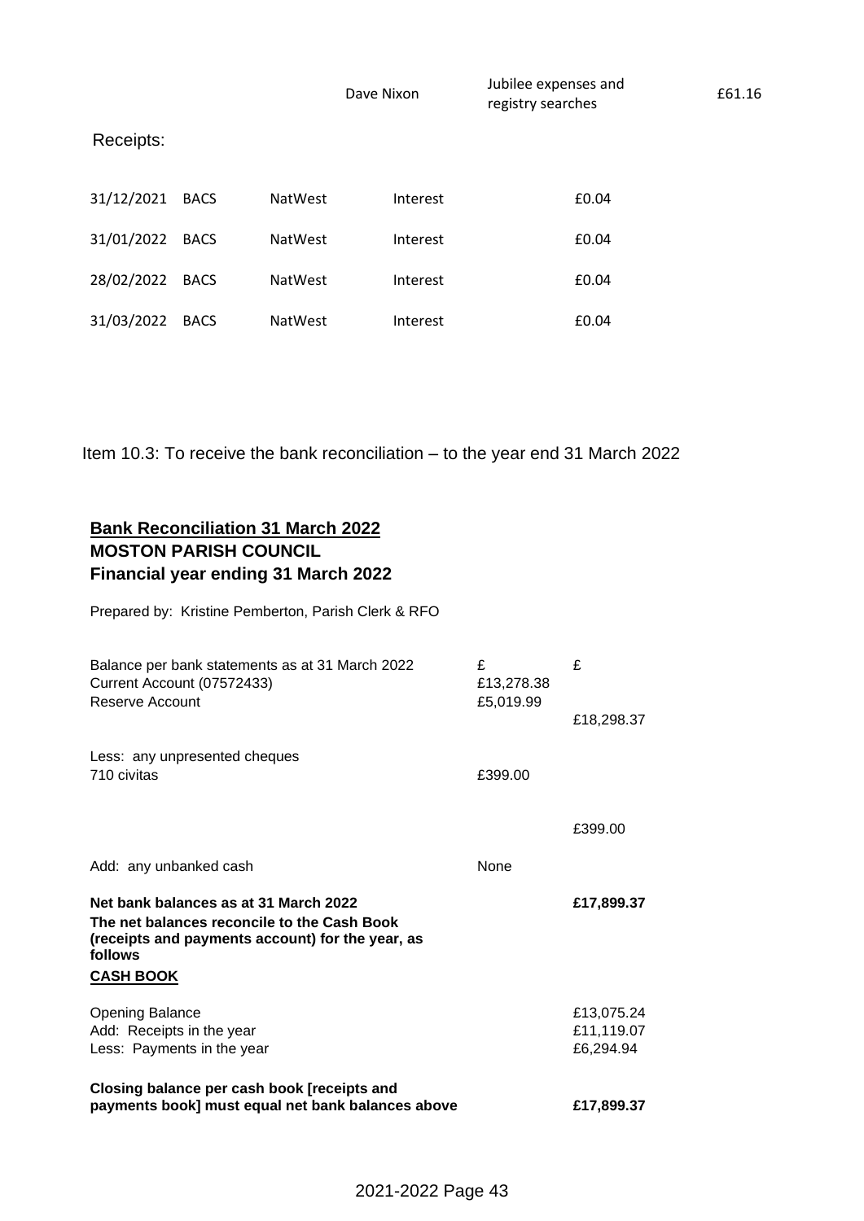| | | Dave Nixon | Jubilee expenses and registry searches | £61.16 |
|---|---|---|---|---|

Receipts:

| | | | | |
|---|---|---|---|---|
| 31/12/2021 | BACS | NatWest | Interest | £0.04 |
| 31/01/2022 | BACS | NatWest | Interest | £0.04 |
| 28/02/2022 | BACS | NatWest | Interest | £0.04 |
| 31/03/2022 | BACS | NatWest | Interest | £0.04 |

Item 10.3: To receive the bank reconciliation – to the year end 31 March 2022

## Bank Reconciliation 31 March 2022
**MOSTON PARISH COUNCIL**
**Financial year ending 31 March 2022**

Prepared by: Kristine Pemberton, Parish Clerk & RFO

| | £ | £ |
|---|---|---|
| Balance per bank statements as at 31 March 2022 | | |
| Current Account (07572433) | £13,278.38 | |
| Reserve Account | £5,019.99 | |
| | | £18,298.37 |
| Less: any unpresented cheques | | |
| 710 civitas | £399.00 | |
| | | £399.00 |
| Add: any unbanked cash | None | |
| **Net bank balances as at 31 March 2022** | | **£17,899.37** |
| **The net balances reconcile to the Cash Book (receipts and payments account) for the year, as follows** | | |
| **CASH BOOK** | | |
| Opening Balance | | £13,075.24 |
| Add: Receipts in the year | | £11,119.07 |
| Less: Payments in the year | | £6,294.94 |
| **Closing balance per cash book [receipts and payments book] must equal net bank balances above** | | **£17,899.37** |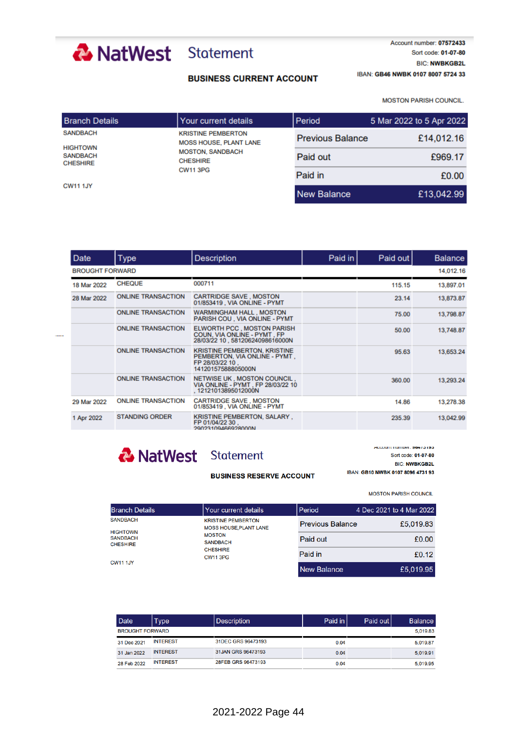# NatWest Statement

Account number: **07572433**
Sort code: **01-07-80**
BIC: **NWBKGB2L**
IBAN: **GB46 NWBK 0107 8007 5724 33**

## BUSINESS CURRENT ACCOUNT

MOSTON PARISH COUNCIL.

| Branch Details | Your current details | Period | 5 Mar 2022 to 5 Apr 2022 |
|---|---|---|---|
| SANDBACH<br><br>HIGHTOWN<br>SANDBACH<br>CHESHIRE<br><br>CW11 1JY | KRISTINE PEMBERTON<br>MOSS HOUSE, PLANT LANE<br>MOSTON, SANDBACH<br>CHESHIRE<br>CW11 3PG | Previous Balance | £14,012.16 |
| | | Paid out | £969.17 |
| | | Paid in | £0.00 |
| | | New Balance | £13,042.99 |

| Date | Type | Description | Paid in | Paid out | Balance |
|---|---|---|---|---|---|
| BROUGHT FORWARD | | | | | 14,012.16 |
| 18 Mar 2022 | CHEQUE | 000711 | | 115.15 | 13,897.01 |
| 28 Mar 2022 | ONLINE TRANSACTION | CARTRIDGE SAVE , MOSTON 01/853419 , VIA ONLINE - PYMT | | 23.14 | 13,873.87 |
| | ONLINE TRANSACTION | WARMINGHAM HALL , MOSTON PARISH COU , VIA ONLINE - PYMT | | 75.00 | 13,798.87 |
| | ONLINE TRANSACTION | ELWORTH PCC , MOSTON PARISH COUN, VIA ONLINE - PYMT , FP 28/03/22 10 , 58120624098616000N | | 50.00 | 13,748.87 |
| | ONLINE TRANSACTION | KRISTINE PEMBERTON, KRISTINE PEMBERTON, VIA ONLINE - PYMT , FP 28/03/22 10 , 14120157588805000N | | 95.63 | 13,653.24 |
| | ONLINE TRANSACTION | NETWISE UK , MOSTON COUNCIL , VIA ONLINE - PYMT , FP 28/03/22 10 , 12121013895012000N | | 360.00 | 13,293.24 |
| 29 Mar 2022 | ONLINE TRANSACTION | CARTRIDGE SAVE , MOSTON 01/853419 , VIA ONLINE - PYMT | | 14.86 | 13,278.38 |
| 1 Apr 2022 | STANDING ORDER | KRISTINE PEMBERTON, SALARY , FP 01/04/22 30 , 29023109466928000N | | 235.39 | 13,042.99 |

# NatWest Statement

Account number: **96473193**
Sort code: **01-07-80**
BIC: **NWBKGB2L**
IBAN: **GB10 NWBK 0107 8096 4731 93**

## BUSINESS RESERVE ACCOUNT

MOSTON PARISH COUNCIL

| Branch Details | Your current details | Period | 4 Dec 2021 to 4 Mar 2022 |
|---|---|---|---|
| SANDBACH<br><br>HIGHTOWN<br>SANDBACH<br>CHESHIRE<br><br>CW11 1JY | KRISTINE PEMBERTON<br>MOSS HOUSE,PLANT LANE<br>MOSTON<br>SANDBACH<br>CHESHIRE<br>CW11 3PG | Previous Balance | £5,019.83 |
| | | Paid out | £0.00 |
| | | Paid in | £0.12 |
| | | New Balance | £5,019.95 |

| Date | Type | Description | Paid in | Paid out | Balance |
|---|---|---|---|---|---|
| BROUGHT FORWARD | | | | | 5,019.83 |
| 31 Dec 2021 | INTEREST | 31DEC GRS 96473193 | 0.04 | | 5,019.87 |
| 31 Jan 2022 | INTEREST | 31JAN GRS 96473193 | 0.04 | | 5,019.91 |
| 28 Feb 2022 | INTEREST | 28FEB GRS 96473193 | 0.04 | | 5,019.95 |

2021-2022 Page 44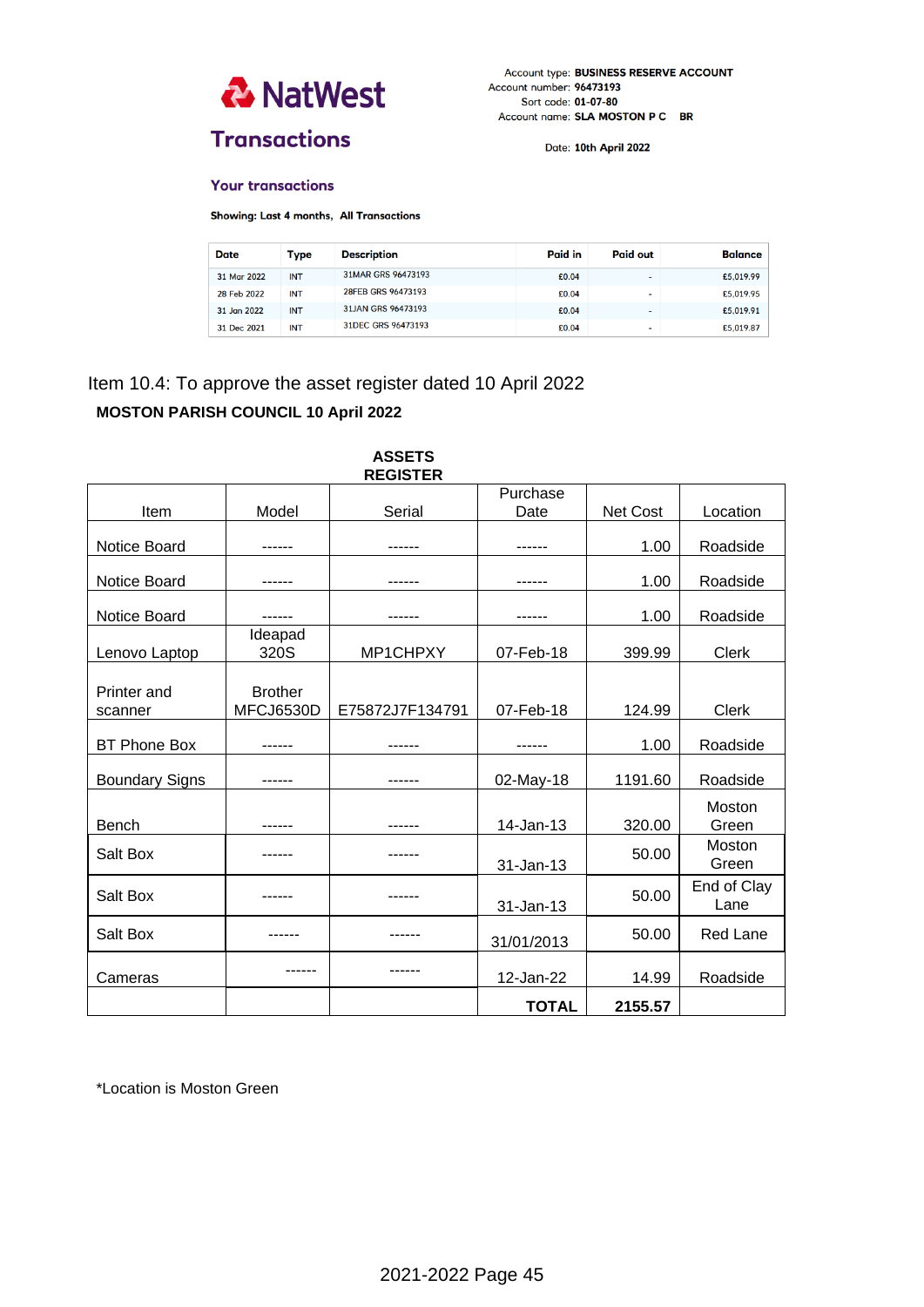NatWest

# Transactions

Account type: **BUSINESS RESERVE ACCOUNT**
Account number: **96473193**
Sort code: **01-07-80**
Account name: **SLA MOSTON P C BR**

Date: **10th April 2022**

## Your transactions

**Showing: Last 4 months, All Transactions**

| Date | Type | Description | Paid in | Paid out | Balance |
|---|---|---|---|---|---|
| 31 Mar 2022 | INT | 31MAR GRS 96473193 | £0.04 | - | £5,019.99 |
| 28 Feb 2022 | INT | 28FEB GRS 96473193 | £0.04 | - | £5,019.95 |
| 31 Jan 2022 | INT | 31JAN GRS 96473193 | £0.04 | - | £5,019.91 |
| 31 Dec 2021 | INT | 31DEC GRS 96473193 | £0.04 | - | £5,019.87 |

Item 10.4: To approve the asset register dated 10 April 2022

**MOSTON PARISH COUNCIL 10 April 2022**

**ASSETS REGISTER**

| Item | Model | Serial | Purchase Date | Net Cost | Location |
|---|---|---|---|---|---|
| Notice Board | ------ | ------ | ------ | 1.00 | Roadside |
| Notice Board | ------ | ------ | ------ | 1.00 | Roadside |
| Notice Board | ------ | ------ | ------ | 1.00 | Roadside |
| Lenovo Laptop | Ideapad 320S | MP1CHPXY | 07-Feb-18 | 399.99 | Clerk |
| Printer and scanner | Brother MFCJ6530D | E75872J7F134791 | 07-Feb-18 | 124.99 | Clerk |
| BT Phone Box | ------ | ------ | ------ | 1.00 | Roadside |
| Boundary Signs | ------ | ------ | 02-May-18 | 1191.60 | Roadside |
| Bench | ------ | ------ | 14-Jan-13 | 320.00 | Moston Green |
| Salt Box | ------ | ------ | 31-Jan-13 | 50.00 | Moston Green |
| Salt Box | ------ | ------ | 31-Jan-13 | 50.00 | End of Clay Lane |
| Salt Box | ------ | ------ | 31/01/2013 | 50.00 | Red Lane |
| Cameras | ------ | ------ | 12-Jan-22 | 14.99 | Roadside |
| | | | **TOTAL** | **2155.57** | |

*Location is Moston Green